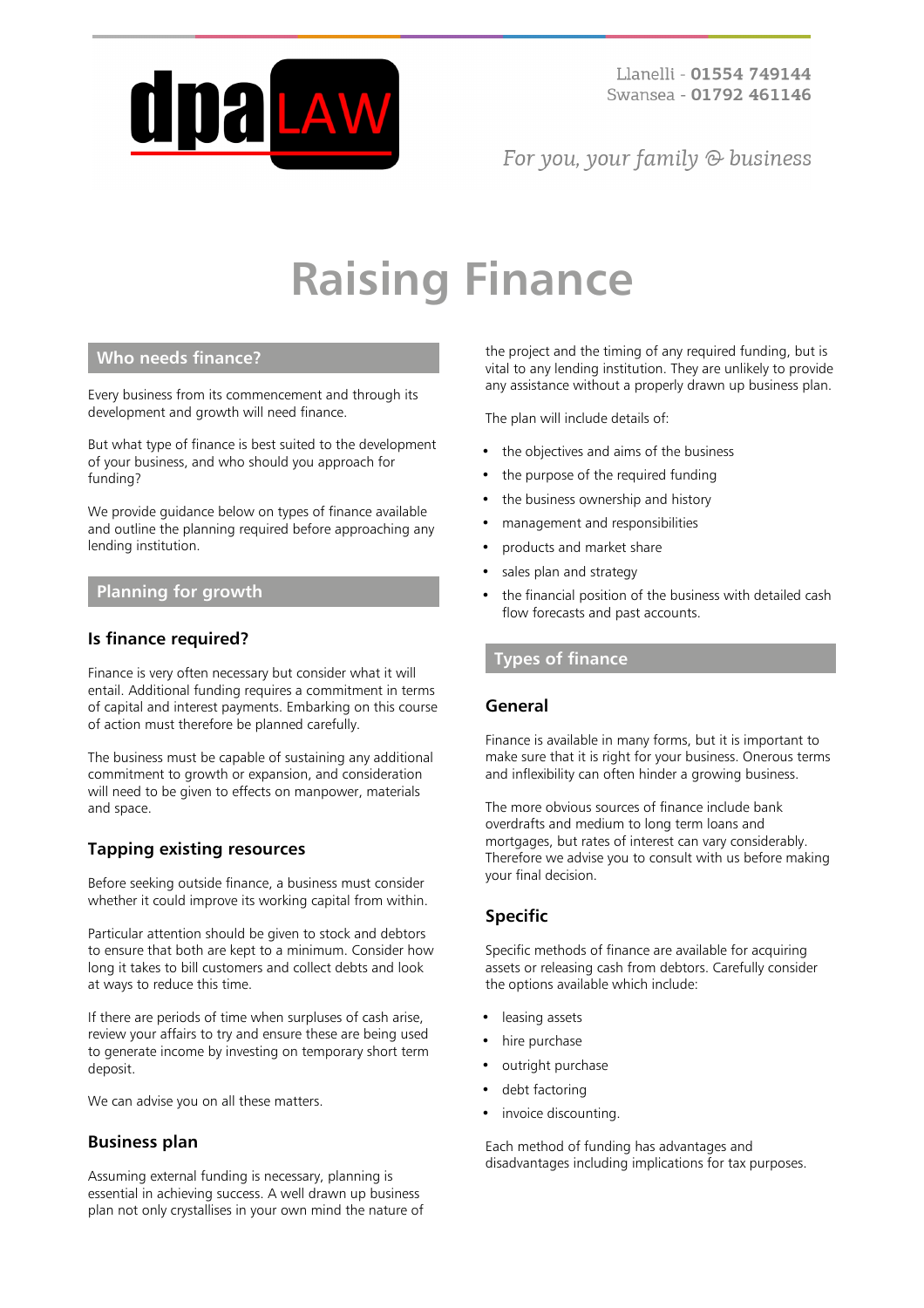Llanelli - **01554 749144**
Swansea - **01792 461146**

*For you, your family & business*

# Raising Finance

## Who needs finance?

Every business from its commencement and through its development and growth will need finance.

But what type of finance is best suited to the development of your business, and who should you approach for funding?

We provide guidance below on types of finance available and outline the planning required before approaching any lending institution.

## Planning for growth

### Is finance required?

Finance is very often necessary but consider what it will entail. Additional funding requires a commitment in terms of capital and interest payments. Embarking on this course of action must therefore be planned carefully.

The business must be capable of sustaining any additional commitment to growth or expansion, and consideration will need to be given to effects on manpower, materials and space.

### Tapping existing resources

Before seeking outside finance, a business must consider whether it could improve its working capital from within.

Particular attention should be given to stock and debtors to ensure that both are kept to a minimum. Consider how long it takes to bill customers and collect debts and look at ways to reduce this time.

If there are periods of time when surpluses of cash arise, review your affairs to try and ensure these are being used to generate income by investing on temporary short term deposit.

We can advise you on all these matters.

### Business plan

Assuming external funding is necessary, planning is essential in achieving success. A well drawn up business plan not only crystallises in your own mind the nature of the project and the timing of any required funding, but is vital to any lending institution. They are unlikely to provide any assistance without a properly drawn up business plan.

The plan will include details of:

- the objectives and aims of the business
- the purpose of the required funding
- the business ownership and history
- management and responsibilities
- products and market share
- sales plan and strategy
- the financial position of the business with detailed cash flow forecasts and past accounts.

## Types of finance

### General

Finance is available in many forms, but it is important to make sure that it is right for your business. Onerous terms and inflexibility can often hinder a growing business.

The more obvious sources of finance include bank overdrafts and medium to long term loans and mortgages, but rates of interest can vary considerably. Therefore we advise you to consult with us before making your final decision.

### Specific

Specific methods of finance are available for acquiring assets or releasing cash from debtors. Carefully consider the options available which include:

- leasing assets
- hire purchase
- outright purchase
- debt factoring
- invoice discounting.

Each method of funding has advantages and disadvantages including implications for tax purposes.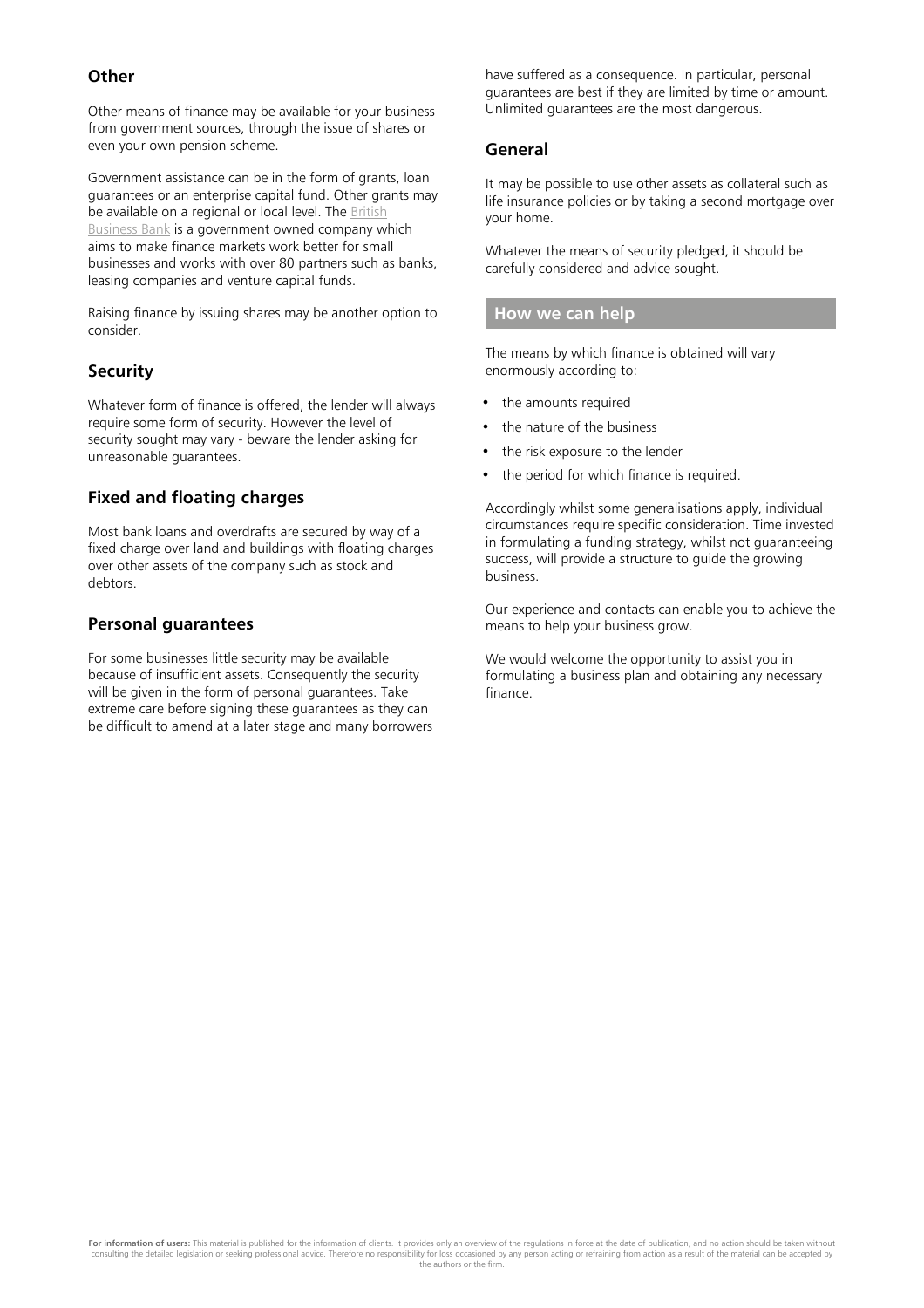## Other

Other means of finance may be available for your business from government sources, through the issue of shares or even your own pension scheme.

Government assistance can be in the form of grants, loan guarantees or an enterprise capital fund. Other grants may be available on a regional or local level. The British Business Bank is a government owned company which aims to make finance markets work better for small businesses and works with over 80 partners such as banks, leasing companies and venture capital funds.

Raising finance by issuing shares may be another option to consider.

## Security

Whatever form of finance is offered, the lender will always require some form of security. However the level of security sought may vary - beware the lender asking for unreasonable guarantees.

## Fixed and floating charges

Most bank loans and overdrafts are secured by way of a fixed charge over land and buildings with floating charges over other assets of the company such as stock and debtors.

## Personal guarantees

For some businesses little security may be available because of insufficient assets. Consequently the security will be given in the form of personal guarantees. Take extreme care before signing these guarantees as they can be difficult to amend at a later stage and many borrowers have suffered as a consequence. In particular, personal guarantees are best if they are limited by time or amount. Unlimited guarantees are the most dangerous.

## General

It may be possible to use other assets as collateral such as life insurance policies or by taking a second mortgage over your home.

Whatever the means of security pledged, it should be carefully considered and advice sought.

## How we can help

The means by which finance is obtained will vary enormously according to:

- the amounts required
- the nature of the business
- the risk exposure to the lender
- the period for which finance is required.

Accordingly whilst some generalisations apply, individual circumstances require specific consideration. Time invested in formulating a funding strategy, whilst not guaranteeing success, will provide a structure to guide the growing business.

Our experience and contacts can enable you to achieve the means to help your business grow.

We would welcome the opportunity to assist you in formulating a business plan and obtaining any necessary finance.

**For information of users:** This material is published for the information of clients. It provides only an overview of the regulations in force at the date of publication, and no action should be taken without consulting the detailed legislation or seeking professional advice. Therefore no responsibility for loss occasioned by any person acting or refraining from action as a result of the material can be accepted by the authors or the firm.